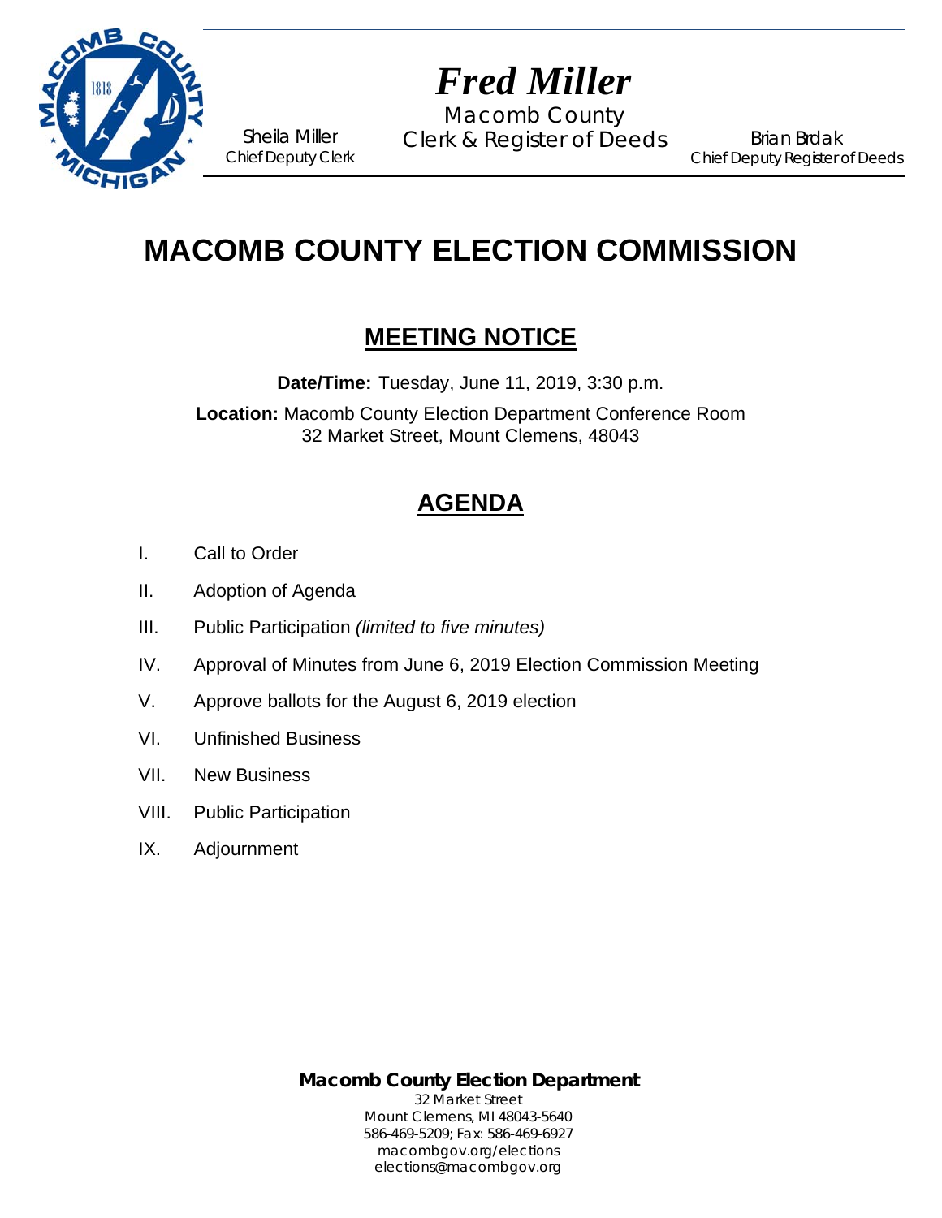*Fred Miller*

Macomb County
Clerk & Register of Deeds

Sheila Miller
Chief Deputy Clerk

Brian Brdak
Chief Deputy Register of Deeds

# MACOMB COUNTY ELECTION COMMISSION

## MEETING NOTICE

**Date/Time:** Tuesday, June 11, 2019, 3:30 p.m.

**Location:** Macomb County Election Department Conference Room
32 Market Street, Mount Clemens, 48043

## AGENDA

I. Call to Order

II. Adoption of Agenda

III. Public Participation *(limited to five minutes)*

IV. Approval of Minutes from June 6, 2019 Election Commission Meeting

V. Approve ballots for the August 6, 2019 election

VI. Unfinished Business

VII. New Business

VIII. Public Participation

IX. Adjournment

**Macomb County Election Department**
32 Market Street
Mount Clemens, MI 48043-5640
586-469-5209; Fax: 586-469-6927
macombgov.org/elections
elections@macombgov.org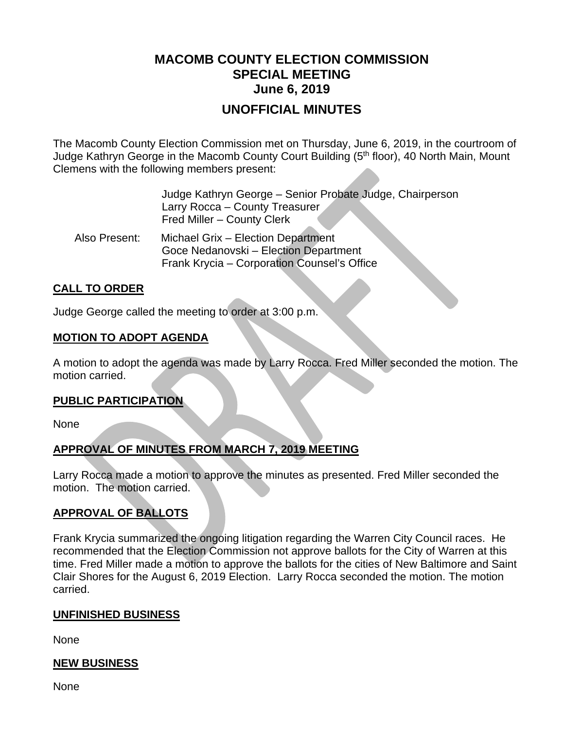# MACOMB COUNTY ELECTION COMMISSION
# SPECIAL MEETING
# June 6, 2019

## UNOFFICIAL MINUTES

The Macomb County Election Commission met on Thursday, June 6, 2019, in the courtroom of Judge Kathryn George in the Macomb County Court Building (5th floor), 40 North Main, Mount Clemens with the following members present:

Judge Kathryn George – Senior Probate Judge, Chairperson
Larry Rocca – County Treasurer
Fred Miller – County Clerk

Also Present:
Michael Grix – Election Department
Goce Nedanovski – Election Department
Frank Krycia – Corporation Counsel's Office

### CALL TO ORDER

Judge George called the meeting to order at 3:00 p.m.

### MOTION TO ADOPT AGENDA

A motion to adopt the agenda was made by Larry Rocca. Fred Miller seconded the motion. The motion carried.

### PUBLIC PARTICIPATION

None

### APPROVAL OF MINUTES FROM MARCH 7, 2019 MEETING

Larry Rocca made a motion to approve the minutes as presented. Fred Miller seconded the motion. The motion carried.

### APPROVAL OF BALLOTS

Frank Krycia summarized the ongoing litigation regarding the Warren City Council races. He recommended that the Election Commission not approve ballots for the City of Warren at this time. Fred Miller made a motion to approve the ballots for the cities of New Baltimore and Saint Clair Shores for the August 6, 2019 Election. Larry Rocca seconded the motion. The motion carried.

### UNFINISHED BUSINESS

None

### NEW BUSINESS

None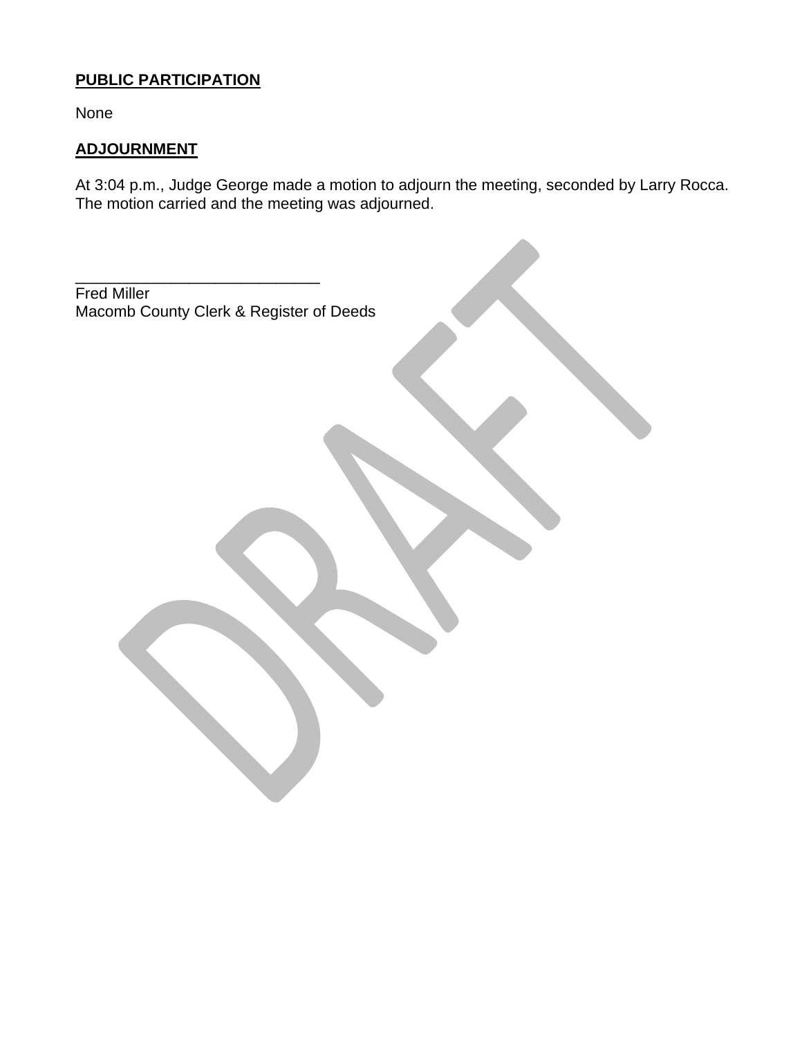**PUBLIC PARTICIPATION**

None

**ADJOURNMENT**

At 3:04 p.m., Judge George made a motion to adjourn the meeting, seconded by Larry Rocca. The motion carried and the meeting was adjourned.

_____________________________
Fred Miller
Macomb County Clerk & Register of Deeds

DRAFT